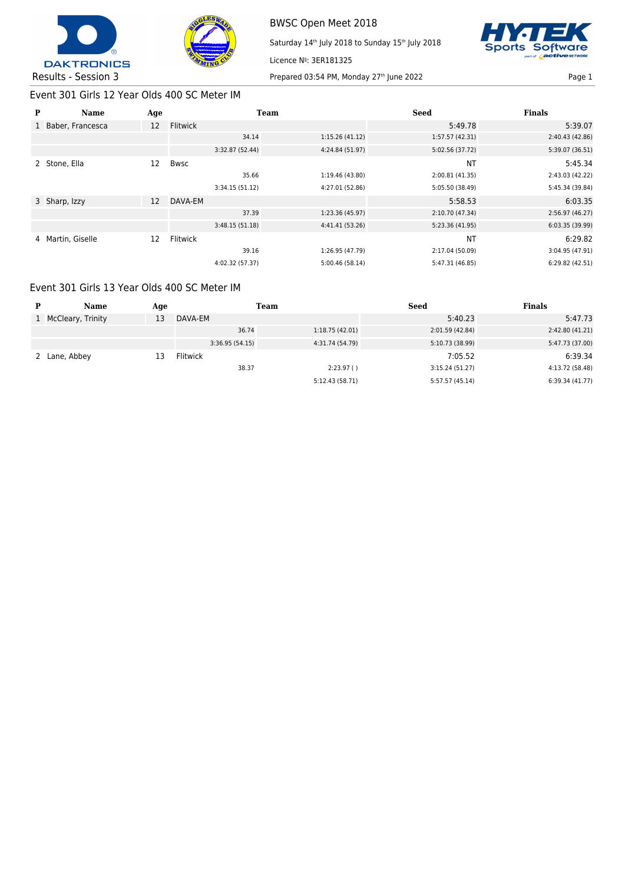BWSC Open Meet 2018

Saturday 14th July 2018 to Sunday 15th July 2018

Licence №: 3ER181325

Results - Session 3

Prepared 03:54 PM, Monday 27th June 2022

## Event 301 Girls 12 Year Olds 400 SC Meter IM

| P | Name | Age | Team | | Seed | Finals |
|---|---|---|---|---|---|---|
| 1 | Baber, Francesca | 12 | Flitwick | | 5:49.78 | 5:39.07 |
| | | | 34.14 | 1:15.26 (41.12) | 1:57.57 (42.31) | 2:40.43 (42.86) |
| | | | 3:32.87 (52.44) | 4:24.84 (51.97) | 5:02.56 (37.72) | 5:39.07 (36.51) |
| 2 | Stone, Ella | 12 | Bwsc | | NT | 5:45.34 |
| | | | 35.66 | 1:19.46 (43.80) | 2:00.81 (41.35) | 2:43.03 (42.22) |
| | | | 3:34.15 (51.12) | 4:27.01 (52.86) | 5:05.50 (38.49) | 5:45.34 (39.84) |
| 3 | Sharp, Izzy | 12 | DAVA-EM | | 5:58.53 | 6:03.35 |
| | | | 37.39 | 1:23.36 (45.97) | 2:10.70 (47.34) | 2:56.97 (46.27) |
| | | | 3:48.15 (51.18) | 4:41.41 (53.26) | 5:23.36 (41.95) | 6:03.35 (39.99) |
| 4 | Martin, Giselle | 12 | Flitwick | | NT | 6:29.82 |
| | | | 39.16 | 1:26.95 (47.79) | 2:17.04 (50.09) | 3:04.95 (47.91) |
| | | | 4:02.32 (57.37) | 5:00.46 (58.14) | 5:47.31 (46.85) | 6:29.82 (42.51) |

## Event 301 Girls 13 Year Olds 400 SC Meter IM

| P | Name | Age | Team | | Seed | Finals |
|---|---|---|---|---|---|---|
| 1 | McCleary, Trinity | 13 | DAVA-EM | | 5:40.23 | 5:47.73 |
| | | | 36.74 | 1:18.75 (42.01) | 2:01.59 (42.84) | 2:42.80 (41.21) |
| | | | 3:36.95 (54.15) | 4:31.74 (54.79) | 5:10.73 (38.99) | 5:47.73 (37.00) |
| 2 | Lane, Abbey | 13 | Flitwick | | 7:05.52 | 6:39.34 |
| | | | 38.37 | 2:23.97 ( ) | 3:15.24 (51.27) | 4:13.72 (58.48) |
| | | | | 5:12.43 (58.71) | 5:57.57 (45.14) | 6:39.34 (41.77) |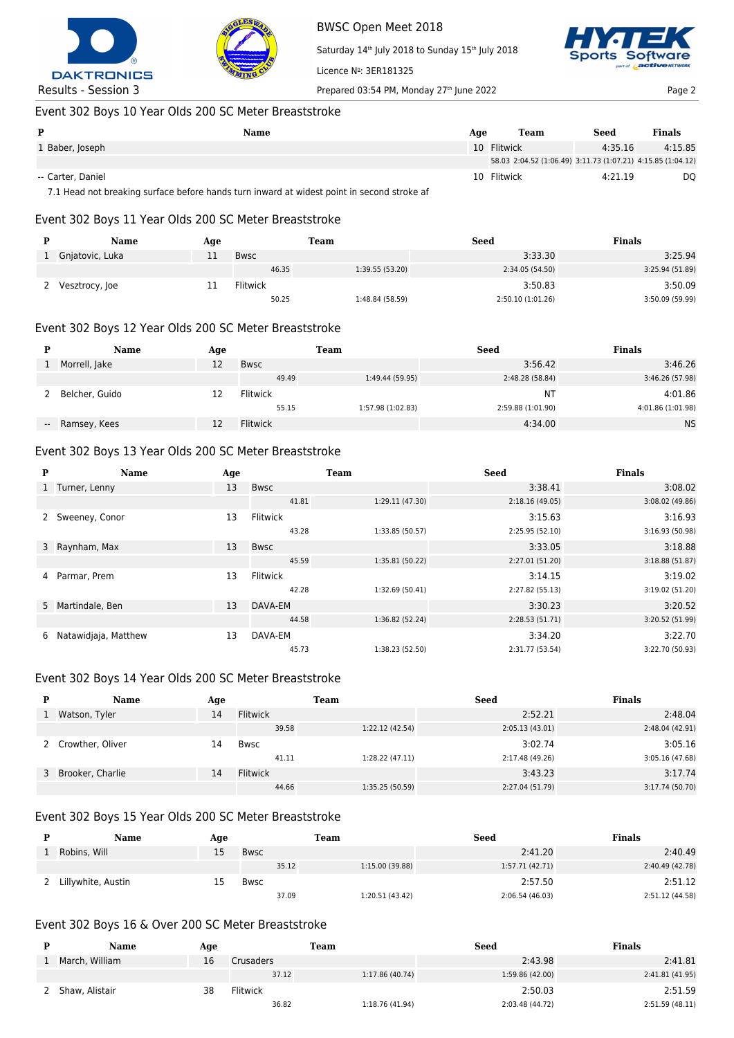# BWSC Open Meet 2018

Saturday 14th July 2018 to Sunday 15th July 2018

Licence №: 3ER181325

Results - Session 3

## Event 302 Boys 10 Year Olds 200 SC Meter Breaststroke

| P | Name | Age | Team | Seed | Finals |
|---|---|---|---|---|---|
| 1 | Baber, Joseph | 10 | Flitwick | 4:35.16 | 4:15.85 |
| | | | 58.03 2:04.52 (1:06.49) 3:11.73 (1:07.21) 4:15.85 (1:04.12) | | |
| -- | Carter, Daniel | 10 | Flitwick | 4:21.19 | DQ |

7.1 Head not breaking surface before hands turn inward at widest point in second stroke af

## Event 302 Boys 11 Year Olds 200 SC Meter Breaststroke

| P | Name | Age | Team | | Seed | Finals |
|---|---|---|---|---|---|---|
| 1 | Gnjatovic, Luka | 11 | Bwsc | | 3:33.30 | 3:25.94 |
| | | | 46.35 | 1:39.55 (53.20) | 2:34.05 (54.50) | 3:25.94 (51.89) |
| 2 | Vesztrocy, Joe | 11 | Flitwick | | 3:50.83 | 3:50.09 |
| | | | 50.25 | 1:48.84 (58.59) | 2:50.10 (1:01.26) | 3:50.09 (59.99) |

## Event 302 Boys 12 Year Olds 200 SC Meter Breaststroke

| P | Name | Age | Team | | Seed | Finals |
|---|---|---|---|---|---|---|
| 1 | Morrell, Jake | 12 | Bwsc | | 3:56.42 | 3:46.26 |
| | | | 49.49 | 1:49.44 (59.95) | 2:48.28 (58.84) | 3:46.26 (57.98) |
| 2 | Belcher, Guido | 12 | Flitwick | | NT | 4:01.86 |
| | | | 55.15 | 1:57.98 (1:02.83) | 2:59.88 (1:01.90) | 4:01.86 (1:01.98) |
| -- | Ramsey, Kees | 12 | Flitwick | | 4:34.00 | NS |

## Event 302 Boys 13 Year Olds 200 SC Meter Breaststroke

| P | Name | Age | Team | | Seed | Finals |
|---|---|---|---|---|---|---|
| 1 | Turner, Lenny | 13 | Bwsc | | 3:38.41 | 3:08.02 |
| | | | 41.81 | 1:29.11 (47.30) | 2:18.16 (49.05) | 3:08.02 (49.86) |
| 2 | Sweeney, Conor | 13 | Flitwick | | 3:15.63 | 3:16.93 |
| | | | 43.28 | 1:33.85 (50.57) | 2:25.95 (52.10) | 3:16.93 (50.98) |
| 3 | Raynham, Max | 13 | Bwsc | | 3:33.05 | 3:18.88 |
| | | | 45.59 | 1:35.81 (50.22) | 2:27.01 (51.20) | 3:18.88 (51.87) |
| 4 | Parmar, Prem | 13 | Flitwick | | 3:14.15 | 3:19.02 |
| | | | 42.28 | 1:32.69 (50.41) | 2:27.82 (55.13) | 3:19.02 (51.20) |
| 5 | Martindale, Ben | 13 | DAVA-EM | | 3:30.23 | 3:20.52 |
| | | | 44.58 | 1:36.82 (52.24) | 2:28.53 (51.71) | 3:20.52 (51.99) |
| 6 | Natawidjaja, Matthew | 13 | DAVA-EM | | 3:34.20 | 3:22.70 |
| | | | 45.73 | 1:38.23 (52.50) | 2:31.77 (53.54) | 3:22.70 (50.93) |

## Event 302 Boys 14 Year Olds 200 SC Meter Breaststroke

| P | Name | Age | Team | | Seed | Finals |
|---|---|---|---|---|---|---|
| 1 | Watson, Tyler | 14 | Flitwick | | 2:52.21 | 2:48.04 |
| | | | 39.58 | 1:22.12 (42.54) | 2:05.13 (43.01) | 2:48.04 (42.91) |
| 2 | Crowther, Oliver | 14 | Bwsc | | 3:02.74 | 3:05.16 |
| | | | 41.11 | 1:28.22 (47.11) | 2:17.48 (49.26) | 3:05.16 (47.68) |
| 3 | Brooker, Charlie | 14 | Flitwick | | 3:43.23 | 3:17.74 |
| | | | 44.66 | 1:35.25 (50.59) | 2:27.04 (51.79) | 3:17.74 (50.70) |

## Event 302 Boys 15 Year Olds 200 SC Meter Breaststroke

| P | Name | Age | Team | | Seed | Finals |
|---|---|---|---|---|---|---|
| 1 | Robins, Will | 15 | Bwsc | | 2:41.20 | 2:40.49 |
| | | | 35.12 | 1:15.00 (39.88) | 1:57.71 (42.71) | 2:40.49 (42.78) |
| 2 | Lillywhite, Austin | 15 | Bwsc | | 2:57.50 | 2:51.12 |
| | | | 37.09 | 1:20.51 (43.42) | 2:06.54 (46.03) | 2:51.12 (44.58) |

## Event 302 Boys 16 & Over 200 SC Meter Breaststroke

| P | Name | Age | Team | | Seed | Finals |
|---|---|---|---|---|---|---|
| 1 | March, William | 16 | Crusaders | | 2:43.98 | 2:41.81 |
| | | | 37.12 | 1:17.86 (40.74) | 1:59.86 (42.00) | 2:41.81 (41.95) |
| 2 | Shaw, Alistair | 38 | Flitwick | | 2:50.03 | 2:51.59 |
| | | | 36.82 | 1:18.76 (41.94) | 2:03.48 (44.72) | 2:51.59 (48.11) |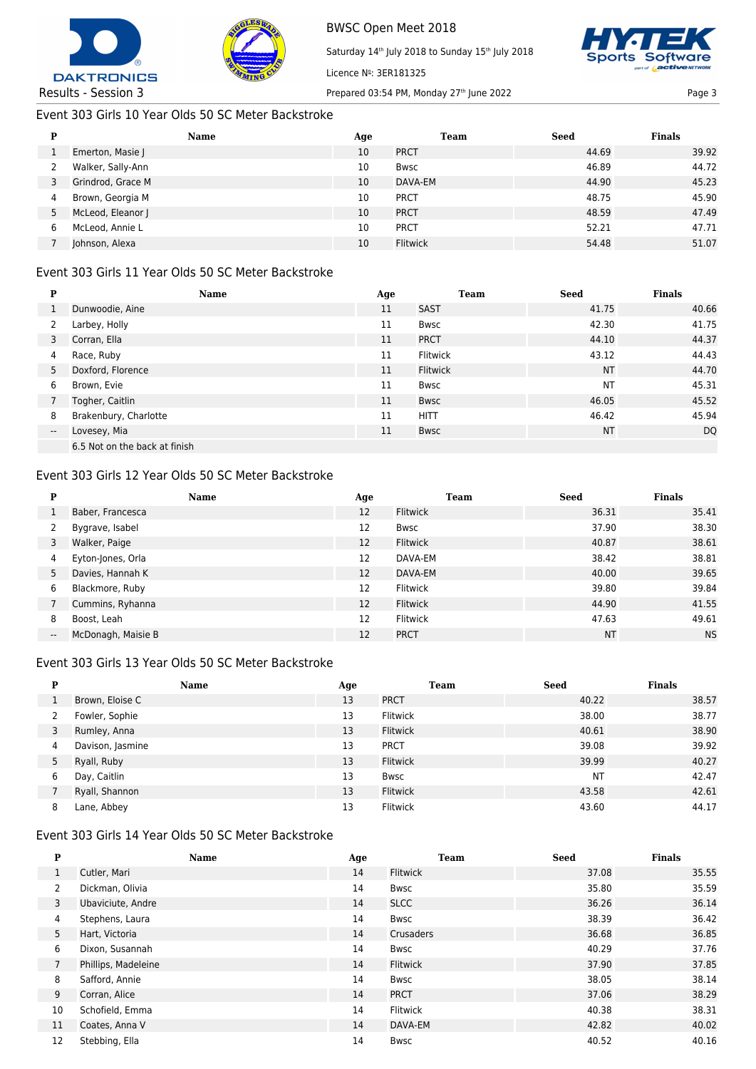BWSC Open Meet 2018

Saturday 14th July 2018 to Sunday 15th July 2018

Licence №: 3ER181325

Results - Session 3

Prepared 03:54 PM, Monday 27th June 2022

## Event 303 Girls 10 Year Olds 50 SC Meter Backstroke

| P | Name | Age | Team | Seed | Finals |
|---|---|---|---|---|---|
| 1 | Emerton, Masie J | 10 | PRCT | 44.69 | 39.92 |
| 2 | Walker, Sally-Ann | 10 | Bwsc | 46.89 | 44.72 |
| 3 | Grindrod, Grace M | 10 | DAVA-EM | 44.90 | 45.23 |
| 4 | Brown, Georgia M | 10 | PRCT | 48.75 | 45.90 |
| 5 | McLeod, Eleanor J | 10 | PRCT | 48.59 | 47.49 |
| 6 | McLeod, Annie L | 10 | PRCT | 52.21 | 47.71 |
| 7 | Johnson, Alexa | 10 | Flitwick | 54.48 | 51.07 |

## Event 303 Girls 11 Year Olds 50 SC Meter Backstroke

| P | Name | Age | Team | Seed | Finals |
|---|---|---|---|---|---|
| 1 | Dunwoodie, Aine | 11 | SAST | 41.75 | 40.66 |
| 2 | Larbey, Holly | 11 | Bwsc | 42.30 | 41.75 |
| 3 | Corran, Ella | 11 | PRCT | 44.10 | 44.37 |
| 4 | Race, Ruby | 11 | Flitwick | 43.12 | 44.43 |
| 5 | Doxford, Florence | 11 | Flitwick | NT | 44.70 |
| 6 | Brown, Evie | 11 | Bwsc | NT | 45.31 |
| 7 | Togher, Caitlin | 11 | Bwsc | 46.05 | 45.52 |
| 8 | Brakenbury, Charlotte | 11 | HITT | 46.42 | 45.94 |
| -- | Lovesey, Mia | 11 | Bwsc | NT | DQ |
| | 6.5 Not on the back at finish | | | | |

## Event 303 Girls 12 Year Olds 50 SC Meter Backstroke

| P | Name | Age | Team | Seed | Finals |
|---|---|---|---|---|---|
| 1 | Baber, Francesca | 12 | Flitwick | 36.31 | 35.41 |
| 2 | Bygrave, Isabel | 12 | Bwsc | 37.90 | 38.30 |
| 3 | Walker, Paige | 12 | Flitwick | 40.87 | 38.61 |
| 4 | Eyton-Jones, Orla | 12 | DAVA-EM | 38.42 | 38.81 |
| 5 | Davies, Hannah K | 12 | DAVA-EM | 40.00 | 39.65 |
| 6 | Blackmore, Ruby | 12 | Flitwick | 39.80 | 39.84 |
| 7 | Cummins, Ryhanna | 12 | Flitwick | 44.90 | 41.55 |
| 8 | Boost, Leah | 12 | Flitwick | 47.63 | 49.61 |
| -- | McDonagh, Maisie B | 12 | PRCT | NT | NS |

## Event 303 Girls 13 Year Olds 50 SC Meter Backstroke

| P | Name | Age | Team | Seed | Finals |
|---|---|---|---|---|---|
| 1 | Brown, Eloise C | 13 | PRCT | 40.22 | 38.57 |
| 2 | Fowler, Sophie | 13 | Flitwick | 38.00 | 38.77 |
| 3 | Rumley, Anna | 13 | Flitwick | 40.61 | 38.90 |
| 4 | Davison, Jasmine | 13 | PRCT | 39.08 | 39.92 |
| 5 | Ryall, Ruby | 13 | Flitwick | 39.99 | 40.27 |
| 6 | Day, Caitlin | 13 | Bwsc | NT | 42.47 |
| 7 | Ryall, Shannon | 13 | Flitwick | 43.58 | 42.61 |
| 8 | Lane, Abbey | 13 | Flitwick | 43.60 | 44.17 |

## Event 303 Girls 14 Year Olds 50 SC Meter Backstroke

| P | Name | Age | Team | Seed | Finals |
|---|---|---|---|---|---|
| 1 | Cutler, Mari | 14 | Flitwick | 37.08 | 35.55 |
| 2 | Dickman, Olivia | 14 | Bwsc | 35.80 | 35.59 |
| 3 | Ubaviciute, Andre | 14 | SLCC | 36.26 | 36.14 |
| 4 | Stephens, Laura | 14 | Bwsc | 38.39 | 36.42 |
| 5 | Hart, Victoria | 14 | Crusaders | 36.68 | 36.85 |
| 6 | Dixon, Susannah | 14 | Bwsc | 40.29 | 37.76 |
| 7 | Phillips, Madeleine | 14 | Flitwick | 37.90 | 37.85 |
| 8 | Safford, Annie | 14 | Bwsc | 38.05 | 38.14 |
| 9 | Corran, Alice | 14 | PRCT | 37.06 | 38.29 |
| 10 | Schofield, Emma | 14 | Flitwick | 40.38 | 38.31 |
| 11 | Coates, Anna V | 14 | DAVA-EM | 42.82 | 40.02 |
| 12 | Stebbing, Ella | 14 | Bwsc | 40.52 | 40.16 |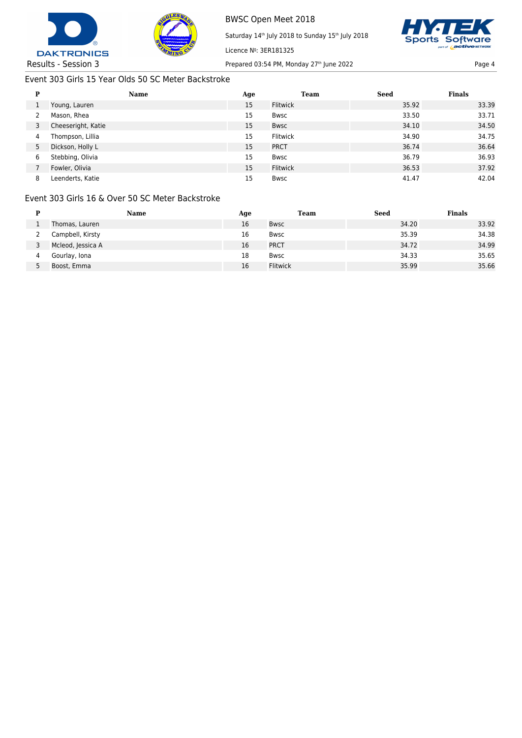### Event 303 Girls 15 Year Olds 50 SC Meter Backstroke

| P | Name | Age | Team | Seed | Finals |
|---|---|---|---|---|---|
| 1 | Young, Lauren | 15 | Flitwick | 35.92 | 33.39 |
| 2 | Mason, Rhea | 15 | Bwsc | 33.50 | 33.71 |
| 3 | Cheeseright, Katie | 15 | Bwsc | 34.10 | 34.50 |
| 4 | Thompson, Lillia | 15 | Flitwick | 34.90 | 34.75 |
| 5 | Dickson, Holly L | 15 | PRCT | 36.74 | 36.64 |
| 6 | Stebbing, Olivia | 15 | Bwsc | 36.79 | 36.93 |
| 7 | Fowler, Olivia | 15 | Flitwick | 36.53 | 37.92 |
| 8 | Leenderts, Katie | 15 | Bwsc | 41.47 | 42.04 |

### Event 303 Girls 16 & Over 50 SC Meter Backstroke

| P | Name | Age | Team | Seed | Finals |
|---|---|---|---|---|---|
| 1 | Thomas, Lauren | 16 | Bwsc | 34.20 | 33.92 |
| 2 | Campbell, Kirsty | 16 | Bwsc | 35.39 | 34.38 |
| 3 | Mcleod, Jessica A | 16 | PRCT | 34.72 | 34.99 |
| 4 | Gourlay, Iona | 18 | Bwsc | 34.33 | 35.65 |
| 5 | Boost, Emma | 16 | Flitwick | 35.99 | 35.66 |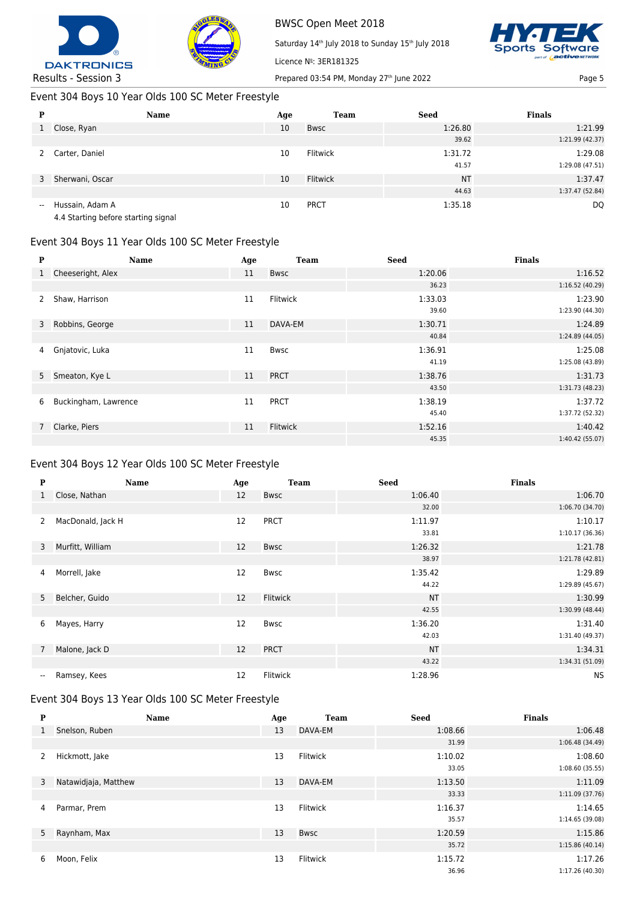## Event 304 Boys 10 Year Olds 100 SC Meter Freestyle

| P | Name | Age | Team | Seed | Finals |
|---|---|---|---|---|---|
| 1 | Close, Ryan | 10 | Bwsc | 1:26.80 | 1:21.99 |
| | | | | 39.62 | 1:21.99 (42.37) |
| 2 | Carter, Daniel | 10 | Flitwick | 1:31.72 | 1:29.08 |
| | | | | 41.57 | 1:29.08 (47.51) |
| 3 | Sherwani, Oscar | 10 | Flitwick | NT | 1:37.47 |
| | | | | 44.63 | 1:37.47 (52.84) |
| -- | Hussain, Adam A | 10 | PRCT | 1:35.18 | DQ |
| | 4.4 Starting before starting signal | | | | |

## Event 304 Boys 11 Year Olds 100 SC Meter Freestyle

| P | Name | Age | Team | Seed | Finals |
|---|---|---|---|---|---|
| 1 | Cheeseright, Alex | 11 | Bwsc | 1:20.06 | 1:16.52 |
| | | | | 36.23 | 1:16.52 (40.29) |
| 2 | Shaw, Harrison | 11 | Flitwick | 1:33.03 | 1:23.90 |
| | | | | 39.60 | 1:23.90 (44.30) |
| 3 | Robbins, George | 11 | DAVA-EM | 1:30.71 | 1:24.89 |
| | | | | 40.84 | 1:24.89 (44.05) |
| 4 | Gnjatovic, Luka | 11 | Bwsc | 1:36.91 | 1:25.08 |
| | | | | 41.19 | 1:25.08 (43.89) |
| 5 | Smeaton, Kye L | 11 | PRCT | 1:38.76 | 1:31.73 |
| | | | | 43.50 | 1:31.73 (48.23) |
| 6 | Buckingham, Lawrence | 11 | PRCT | 1:38.19 | 1:37.72 |
| | | | | 45.40 | 1:37.72 (52.32) |
| 7 | Clarke, Piers | 11 | Flitwick | 1:52.16 | 1:40.42 |
| | | | | 45.35 | 1:40.42 (55.07) |

## Event 304 Boys 12 Year Olds 100 SC Meter Freestyle

| P | Name | Age | Team | Seed | Finals |
|---|---|---|---|---|---|
| 1 | Close, Nathan | 12 | Bwsc | 1:06.40 | 1:06.70 |
| | | | | 32.00 | 1:06.70 (34.70) |
| 2 | MacDonald, Jack H | 12 | PRCT | 1:11.97 | 1:10.17 |
| | | | | 33.81 | 1:10.17 (36.36) |
| 3 | Murfitt, William | 12 | Bwsc | 1:26.32 | 1:21.78 |
| | | | | 38.97 | 1:21.78 (42.81) |
| 4 | Morrell, Jake | 12 | Bwsc | 1:35.42 | 1:29.89 |
| | | | | 44.22 | 1:29.89 (45.67) |
| 5 | Belcher, Guido | 12 | Flitwick | NT | 1:30.99 |
| | | | | 42.55 | 1:30.99 (48.44) |
| 6 | Mayes, Harry | 12 | Bwsc | 1:36.20 | 1:31.40 |
| | | | | 42.03 | 1:31.40 (49.37) |
| 7 | Malone, Jack D | 12 | PRCT | NT | 1:34.31 |
| | | | | 43.22 | 1:34.31 (51.09) |
| -- | Ramsey, Kees | 12 | Flitwick | 1:28.96 | NS |

## Event 304 Boys 13 Year Olds 100 SC Meter Freestyle

| P | Name | Age | Team | Seed | Finals |
|---|---|---|---|---|---|
| 1 | Snelson, Ruben | 13 | DAVA-EM | 1:08.66 | 1:06.48 |
| | | | | 31.99 | 1:06.48 (34.49) |
| 2 | Hickmott, Jake | 13 | Flitwick | 1:10.02 | 1:08.60 |
| | | | | 33.05 | 1:08.60 (35.55) |
| 3 | Natawidjaja, Matthew | 13 | DAVA-EM | 1:13.50 | 1:11.09 |
| | | | | 33.33 | 1:11.09 (37.76) |
| 4 | Parmar, Prem | 13 | Flitwick | 1:16.37 | 1:14.65 |
| | | | | 35.57 | 1:14.65 (39.08) |
| 5 | Raynham, Max | 13 | Bwsc | 1:20.59 | 1:15.86 |
| | | | | 35.72 | 1:15.86 (40.14) |
| 6 | Moon, Felix | 13 | Flitwick | 1:15.72 | 1:17.26 |
| | | | | 36.96 | 1:17.26 (40.30) |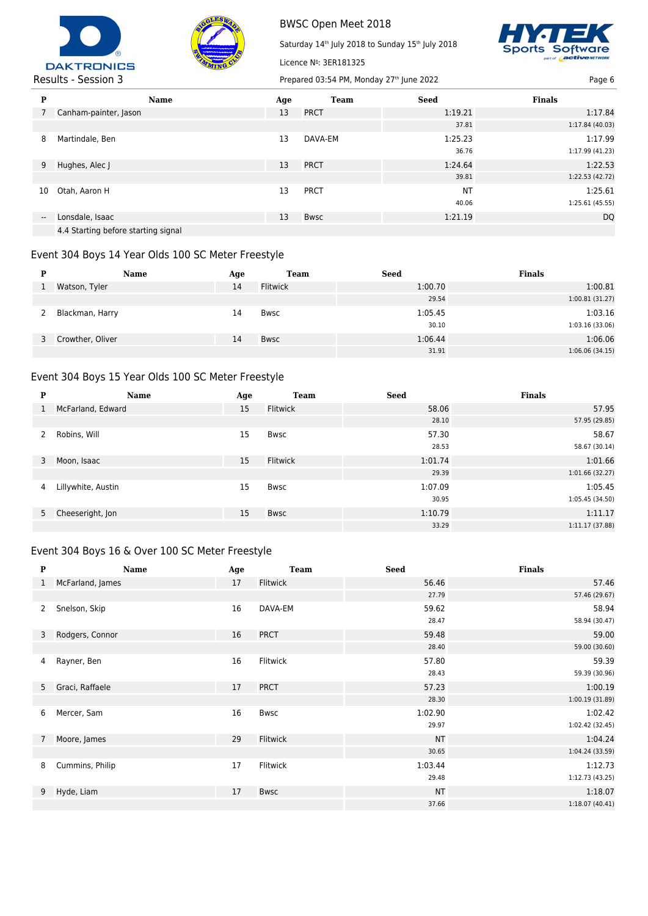| P | Name | Age | Team | Seed | Finals |
|---|---|---|---|---|---|
| 7 | Canham-painter, Jason | 13 | PRCT | 1:19.21 | 1:17.84 |
| | | | | 37.81 | 1:17.84 (40.03) |
| 8 | Martindale, Ben | 13 | DAVA-EM | 1:25.23 | 1:17.99 |
| | | | | 36.76 | 1:17.99 (41.23) |
| 9 | Hughes, Alec J | 13 | PRCT | 1:24.64 | 1:22.53 |
| | | | | 39.81 | 1:22.53 (42.72) |
| 10 | Otah, Aaron H | 13 | PRCT | NT | 1:25.61 |
| | | | | 40.06 | 1:25.61 (45.55) |
| -- | Lonsdale, Isaac | 13 | Bwsc | 1:21.19 | DQ |
| | 4.4 Starting before starting signal | | | | |

## Event 304 Boys 14 Year Olds 100 SC Meter Freestyle

| P | Name | Age | Team | Seed | Finals |
|---|---|---|---|---|---|
| 1 | Watson, Tyler | 14 | Flitwick | 1:00.70 | 1:00.81 |
| | | | | 29.54 | 1:00.81 (31.27) |
| 2 | Blackman, Harry | 14 | Bwsc | 1:05.45 | 1:03.16 |
| | | | | 30.10 | 1:03.16 (33.06) |
| 3 | Crowther, Oliver | 14 | Bwsc | 1:06.44 | 1:06.06 |
| | | | | 31.91 | 1:06.06 (34.15) |

## Event 304 Boys 15 Year Olds 100 SC Meter Freestyle

| P | Name | Age | Team | Seed | Finals |
|---|---|---|---|---|---|
| 1 | McFarland, Edward | 15 | Flitwick | 58.06 | 57.95 |
| | | | | 28.10 | 57.95 (29.85) |
| 2 | Robins, Will | 15 | Bwsc | 57.30 | 58.67 |
| | | | | 28.53 | 58.67 (30.14) |
| 3 | Moon, Isaac | 15 | Flitwick | 1:01.74 | 1:01.66 |
| | | | | 29.39 | 1:01.66 (32.27) |
| 4 | Lillywhite, Austin | 15 | Bwsc | 1:07.09 | 1:05.45 |
| | | | | 30.95 | 1:05.45 (34.50) |
| 5 | Cheeseright, Jon | 15 | Bwsc | 1:10.79 | 1:11.17 |
| | | | | 33.29 | 1:11.17 (37.88) |

## Event 304 Boys 16 & Over 100 SC Meter Freestyle

| P | Name | Age | Team | Seed | Finals |
|---|---|---|---|---|---|
| 1 | McFarland, James | 17 | Flitwick | 56.46 | 57.46 |
| | | | | 27.79 | 57.46 (29.67) |
| 2 | Snelson, Skip | 16 | DAVA-EM | 59.62 | 58.94 |
| | | | | 28.47 | 58.94 (30.47) |
| 3 | Rodgers, Connor | 16 | PRCT | 59.48 | 59.00 |
| | | | | 28.40 | 59.00 (30.60) |
| 4 | Rayner, Ben | 16 | Flitwick | 57.80 | 59.39 |
| | | | | 28.43 | 59.39 (30.96) |
| 5 | Graci, Raffaele | 17 | PRCT | 57.23 | 1:00.19 |
| | | | | 28.30 | 1:00.19 (31.89) |
| 6 | Mercer, Sam | 16 | Bwsc | 1:02.90 | 1:02.42 |
| | | | | 29.97 | 1:02.42 (32.45) |
| 7 | Moore, James | 29 | Flitwick | NT | 1:04.24 |
| | | | | 30.65 | 1:04.24 (33.59) |
| 8 | Cummins, Philip | 17 | Flitwick | 1:03.44 | 1:12.73 |
| | | | | 29.48 | 1:12.73 (43.25) |
| 9 | Hyde, Liam | 17 | Bwsc | NT | 1:18.07 |
| | | | | 37.66 | 1:18.07 (40.41) |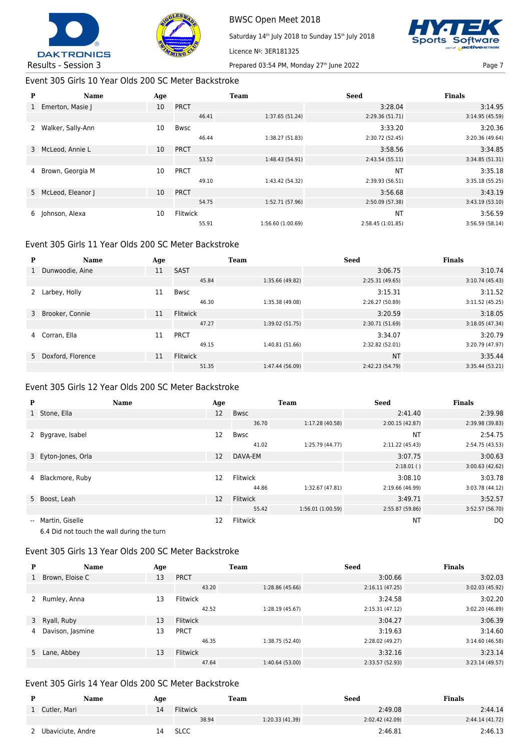BWSC Open Meet 2018

Saturday 14th July 2018 to Sunday 15th July 2018

Licence №: 3ER181325

Results - Session 3

Prepared 03:54 PM, Monday 27th June 2022

## Event 305 Girls 10 Year Olds 200 SC Meter Backstroke

| P | Name | Age | Team | | Seed | Finals |
|---|---|---|---|---|---|---|
| 1 | Emerton, Masie J | 10 | PRCT | | 3:28.04 | 3:14.95 |
| | | | 46.41 | 1:37.65 (51.24) | 2:29.36 (51.71) | 3:14.95 (45.59) |
| 2 | Walker, Sally-Ann | 10 | Bwsc | | 3:33.20 | 3:20.36 |
| | | | 46.44 | 1:38.27 (51.83) | 2:30.72 (52.45) | 3:20.36 (49.64) |
| 3 | McLeod, Annie L | 10 | PRCT | | 3:58.56 | 3:34.85 |
| | | | 53.52 | 1:48.43 (54.91) | 2:43.54 (55.11) | 3:34.85 (51.31) |
| 4 | Brown, Georgia M | 10 | PRCT | | NT | 3:35.18 |
| | | | 49.10 | 1:43.42 (54.32) | 2:39.93 (56.51) | 3:35.18 (55.25) |
| 5 | McLeod, Eleanor J | 10 | PRCT | | 3:56.68 | 3:43.19 |
| | | | 54.75 | 1:52.71 (57.96) | 2:50.09 (57.38) | 3:43.19 (53.10) |
| 6 | Johnson, Alexa | 10 | Flitwick | | NT | 3:56.59 |
| | | | 55.91 | 1:56.60 (1:00.69) | 2:58.45 (1:01.85) | 3:56.59 (58.14) |

## Event 305 Girls 11 Year Olds 200 SC Meter Backstroke

| P | Name | Age | Team | | Seed | Finals |
|---|---|---|---|---|---|---|
| 1 | Dunwoodie, Aine | 11 | SAST | | 3:06.75 | 3:10.74 |
| | | | 45.84 | 1:35.66 (49.82) | 2:25.31 (49.65) | 3:10.74 (45.43) |
| 2 | Larbey, Holly | 11 | Bwsc | | 3:15.31 | 3:11.52 |
| | | | 46.30 | 1:35.38 (49.08) | 2:26.27 (50.89) | 3:11.52 (45.25) |
| 3 | Brooker, Connie | 11 | Flitwick | | 3:20.59 | 3:18.05 |
| | | | 47.27 | 1:39.02 (51.75) | 2:30.71 (51.69) | 3:18.05 (47.34) |
| 4 | Corran, Ella | 11 | PRCT | | 3:34.07 | 3:20.79 |
| | | | 49.15 | 1:40.81 (51.66) | 2:32.82 (52.01) | 3:20.79 (47.97) |
| 5 | Doxford, Florence | 11 | Flitwick | | NT | 3:35.44 |
| | | | 51.35 | 1:47.44 (56.09) | 2:42.23 (54.79) | 3:35.44 (53.21) |

## Event 305 Girls 12 Year Olds 200 SC Meter Backstroke

| P | Name | Age | Team | | Seed | Finals |
|---|---|---|---|---|---|---|
| 1 | Stone, Ella | 12 | Bwsc | | 2:41.40 | 2:39.98 |
| | | | 36.70 | 1:17.28 (40.58) | 2:00.15 (42.87) | 2:39.98 (39.83) |
| 2 | Bygrave, Isabel | 12 | Bwsc | | NT | 2:54.75 |
| | | | 41.02 | 1:25.79 (44.77) | 2:11.22 (45.43) | 2:54.75 (43.53) |
| 3 | Eyton-Jones, Orla | 12 | DAVA-EM | | 3:07.75 | 3:00.63 |
| | | | | | 2:18.01 ( ) | 3:00.63 (42.62) |
| 4 | Blackmore, Ruby | 12 | Flitwick | | 3:08.10 | 3:03.78 |
| | | | 44.86 | 1:32.67 (47.81) | 2:19.66 (46.99) | 3:03.78 (44.12) |
| 5 | Boost, Leah | 12 | Flitwick | | 3:49.71 | 3:52.57 |
| | | | 55.42 | 1:56.01 (1:00.59) | 2:55.87 (59.86) | 3:52.57 (56.70) |
| -- | Martin, Giselle | 12 | Flitwick | | NT | DQ |
| | 6.4 Did not touch the wall during the turn | | | | | |

## Event 305 Girls 13 Year Olds 200 SC Meter Backstroke

| P | Name | Age | Team | | Seed | Finals |
|---|---|---|---|---|---|---|
| 1 | Brown, Eloise C | 13 | PRCT | | 3:00.66 | 3:02.03 |
| | | | 43.20 | 1:28.86 (45.66) | 2:16.11 (47.25) | 3:02.03 (45.92) |
| 2 | Rumley, Anna | 13 | Flitwick | | 3:24.58 | 3:02.20 |
| | | | 42.52 | 1:28.19 (45.67) | 2:15.31 (47.12) | 3:02.20 (46.89) |
| 3 | Ryall, Ruby | 13 | Flitwick | | 3:04.27 | 3:06.39 |
| 4 | Davison, Jasmine | 13 | PRCT | | 3:19.63 | 3:14.60 |
| | | | 46.35 | 1:38.75 (52.40) | 2:28.02 (49.27) | 3:14.60 (46.58) |
| 5 | Lane, Abbey | 13 | Flitwick | | 3:32.16 | 3:23.14 |
| | | | 47.64 | 1:40.64 (53.00) | 2:33.57 (52.93) | 3:23.14 (49.57) |

## Event 305 Girls 14 Year Olds 200 SC Meter Backstroke

| P | Name | Age | Team | | Seed | Finals |
|---|---|---|---|---|---|---|
| 1 | Cutler, Mari | 14 | Flitwick | | 2:49.08 | 2:44.14 |
| | | | 38.94 | 1:20.33 (41.39) | 2:02.42 (42.09) | 2:44.14 (41.72) |
| 2 | Ubaviciute, Andre | 14 | SLCC | | 2:46.81 | 2:46.13 |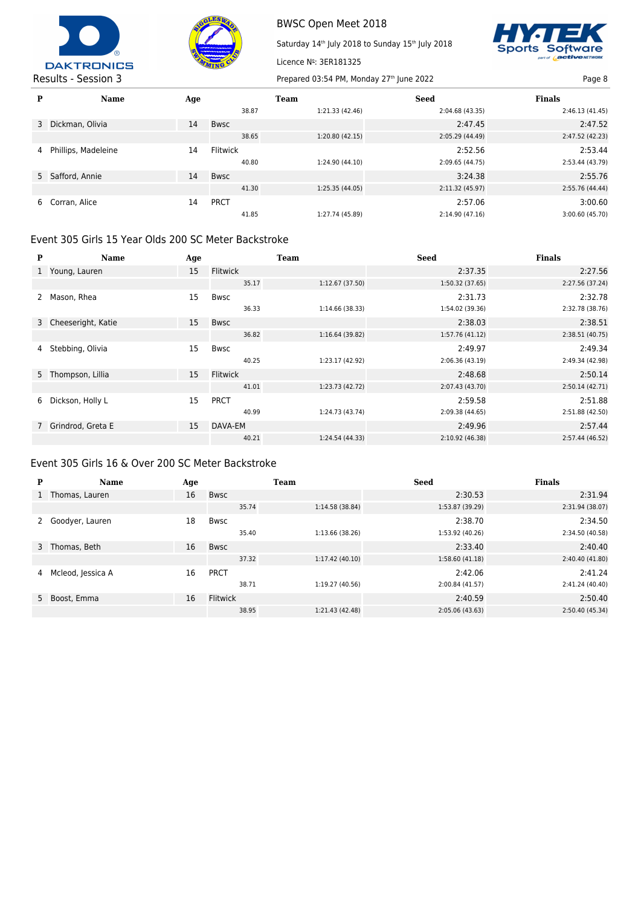BWSC Open Meet 2018

Saturday 14th July 2018 to Sunday 15th July 2018

Licence №: 3ER181325

Results - Session 3

Prepared 03:54 PM, Monday 27th June 2022

| P | Name | Age | Team | | Seed | Finals |
|---|---|---|---|---|---|---|
| | | | 38.87 | 1:21.33 (42.46) | 2:04.68 (43.35) | 2:46.13 (41.45) |
| 3 | Dickman, Olivia | 14 | Bwsc | | 2:47.45 | 2:47.52 |
| | | | 38.65 | 1:20.80 (42.15) | 2:05.29 (44.49) | 2:47.52 (42.23) |
| 4 | Phillips, Madeleine | 14 | Flitwick | | 2:52.56 | 2:53.44 |
| | | | 40.80 | 1:24.90 (44.10) | 2:09.65 (44.75) | 2:53.44 (43.79) |
| 5 | Safford, Annie | 14 | Bwsc | | 3:24.38 | 2:55.76 |
| | | | 41.30 | 1:25.35 (44.05) | 2:11.32 (45.97) | 2:55.76 (44.44) |
| 6 | Corran, Alice | 14 | PRCT | | 2:57.06 | 3:00.60 |
| | | | 41.85 | 1:27.74 (45.89) | 2:14.90 (47.16) | 3:00.60 (45.70) |

## Event 305 Girls 15 Year Olds 200 SC Meter Backstroke

| P | Name | Age | Team | | Seed | Finals |
|---|---|---|---|---|---|---|
| 1 | Young, Lauren | 15 | Flitwick | | 2:37.35 | 2:27.56 |
| | | | 35.17 | 1:12.67 (37.50) | 1:50.32 (37.65) | 2:27.56 (37.24) |
| 2 | Mason, Rhea | 15 | Bwsc | | 2:31.73 | 2:32.78 |
| | | | 36.33 | 1:14.66 (38.33) | 1:54.02 (39.36) | 2:32.78 (38.76) |
| 3 | Cheeseright, Katie | 15 | Bwsc | | 2:38.03 | 2:38.51 |
| | | | 36.82 | 1:16.64 (39.82) | 1:57.76 (41.12) | 2:38.51 (40.75) |
| 4 | Stebbing, Olivia | 15 | Bwsc | | 2:49.97 | 2:49.34 |
| | | | 40.25 | 1:23.17 (42.92) | 2:06.36 (43.19) | 2:49.34 (42.98) |
| 5 | Thompson, Lillia | 15 | Flitwick | | 2:48.68 | 2:50.14 |
| | | | 41.01 | 1:23.73 (42.72) | 2:07.43 (43.70) | 2:50.14 (42.71) |
| 6 | Dickson, Holly L | 15 | PRCT | | 2:59.58 | 2:51.88 |
| | | | 40.99 | 1:24.73 (43.74) | 2:09.38 (44.65) | 2:51.88 (42.50) |
| 7 | Grindrod, Greta E | 15 | DAVA-EM | | 2:49.96 | 2:57.44 |
| | | | 40.21 | 1:24.54 (44.33) | 2:10.92 (46.38) | 2:57.44 (46.52) |

## Event 305 Girls 16 & Over 200 SC Meter Backstroke

| P | Name | Age | Team | | Seed | Finals |
|---|---|---|---|---|---|---|
| 1 | Thomas, Lauren | 16 | Bwsc | | 2:30.53 | 2:31.94 |
| | | | 35.74 | 1:14.58 (38.84) | 1:53.87 (39.29) | 2:31.94 (38.07) |
| 2 | Goodyer, Lauren | 18 | Bwsc | | 2:38.70 | 2:34.50 |
| | | | 35.40 | 1:13.66 (38.26) | 1:53.92 (40.26) | 2:34.50 (40.58) |
| 3 | Thomas, Beth | 16 | Bwsc | | 2:33.40 | 2:40.40 |
| | | | 37.32 | 1:17.42 (40.10) | 1:58.60 (41.18) | 2:40.40 (41.80) |
| 4 | Mcleod, Jessica A | 16 | PRCT | | 2:42.06 | 2:41.24 |
| | | | 38.71 | 1:19.27 (40.56) | 2:00.84 (41.57) | 2:41.24 (40.40) |
| 5 | Boost, Emma | 16 | Flitwick | | 2:40.59 | 2:50.40 |
| | | | 38.95 | 1:21.43 (42.48) | 2:05.06 (43.63) | 2:50.40 (45.34) |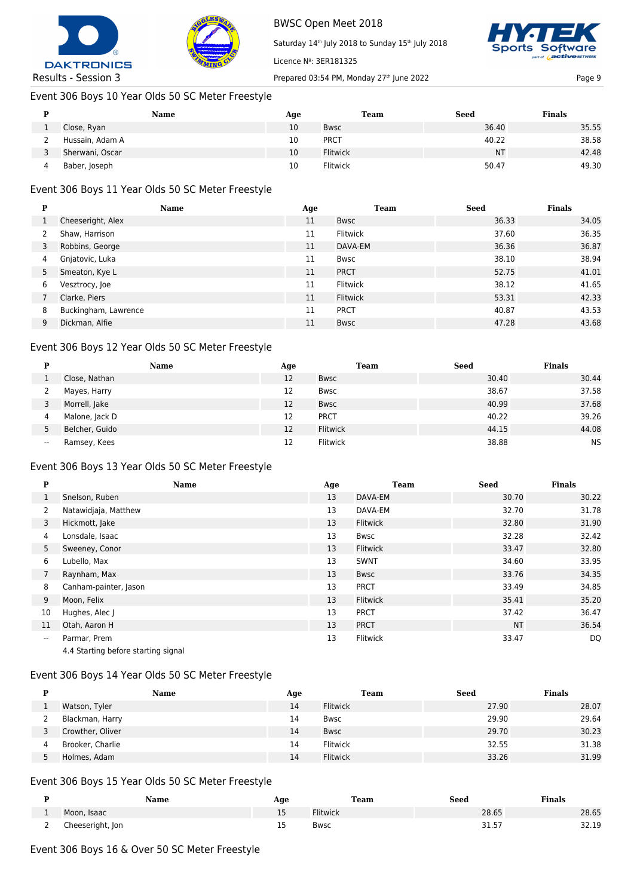## Event 306 Boys 10 Year Olds 50 SC Meter Freestyle

| P | Name | Age | Team | Seed | Finals |
|---|---|---|---|---|---|
| 1 | Close, Ryan | 10 | Bwsc | 36.40 | 35.55 |
| 2 | Hussain, Adam A | 10 | PRCT | 40.22 | 38.58 |
| 3 | Sherwani, Oscar | 10 | Flitwick | NT | 42.48 |
| 4 | Baber, Joseph | 10 | Flitwick | 50.47 | 49.30 |

## Event 306 Boys 11 Year Olds 50 SC Meter Freestyle

| P | Name | Age | Team | Seed | Finals |
|---|---|---|---|---|---|
| 1 | Cheeseright, Alex | 11 | Bwsc | 36.33 | 34.05 |
| 2 | Shaw, Harrison | 11 | Flitwick | 37.60 | 36.35 |
| 3 | Robbins, George | 11 | DAVA-EM | 36.36 | 36.87 |
| 4 | Gnjatovic, Luka | 11 | Bwsc | 38.10 | 38.94 |
| 5 | Smeaton, Kye L | 11 | PRCT | 52.75 | 41.01 |
| 6 | Vesztrocy, Joe | 11 | Flitwick | 38.12 | 41.65 |
| 7 | Clarke, Piers | 11 | Flitwick | 53.31 | 42.33 |
| 8 | Buckingham, Lawrence | 11 | PRCT | 40.87 | 43.53 |
| 9 | Dickman, Alfie | 11 | Bwsc | 47.28 | 43.68 |

## Event 306 Boys 12 Year Olds 50 SC Meter Freestyle

| P | Name | Age | Team | Seed | Finals |
|---|---|---|---|---|---|
| 1 | Close, Nathan | 12 | Bwsc | 30.40 | 30.44 |
| 2 | Mayes, Harry | 12 | Bwsc | 38.67 | 37.58 |
| 3 | Morrell, Jake | 12 | Bwsc | 40.99 | 37.68 |
| 4 | Malone, Jack D | 12 | PRCT | 40.22 | 39.26 |
| 5 | Belcher, Guido | 12 | Flitwick | 44.15 | 44.08 |
| -- | Ramsey, Kees | 12 | Flitwick | 38.88 | NS |

## Event 306 Boys 13 Year Olds 50 SC Meter Freestyle

| P | Name | Age | Team | Seed | Finals |
|---|---|---|---|---|---|
| 1 | Snelson, Ruben | 13 | DAVA-EM | 30.70 | 30.22 |
| 2 | Natawidjaja, Matthew | 13 | DAVA-EM | 32.70 | 31.78 |
| 3 | Hickmott, Jake | 13 | Flitwick | 32.80 | 31.90 |
| 4 | Lonsdale, Isaac | 13 | Bwsc | 32.28 | 32.42 |
| 5 | Sweeney, Conor | 13 | Flitwick | 33.47 | 32.80 |
| 6 | Lubello, Max | 13 | SWNT | 34.60 | 33.95 |
| 7 | Raynham, Max | 13 | Bwsc | 33.76 | 34.35 |
| 8 | Canham-painter, Jason | 13 | PRCT | 33.49 | 34.85 |
| 9 | Moon, Felix | 13 | Flitwick | 35.41 | 35.20 |
| 10 | Hughes, Alec J | 13 | PRCT | 37.42 | 36.47 |
| 11 | Otah, Aaron H | 13 | PRCT | NT | 36.54 |
| -- | Parmar, Prem | 13 | Flitwick | 33.47 | DQ |
| | 4.4 Starting before starting signal | | | | |

## Event 306 Boys 14 Year Olds 50 SC Meter Freestyle

| P | Name | Age | Team | Seed | Finals |
|---|---|---|---|---|---|
| 1 | Watson, Tyler | 14 | Flitwick | 27.90 | 28.07 |
| 2 | Blackman, Harry | 14 | Bwsc | 29.90 | 29.64 |
| 3 | Crowther, Oliver | 14 | Bwsc | 29.70 | 30.23 |
| 4 | Brooker, Charlie | 14 | Flitwick | 32.55 | 31.38 |
| 5 | Holmes, Adam | 14 | Flitwick | 33.26 | 31.99 |

## Event 306 Boys 15 Year Olds 50 SC Meter Freestyle

| P | Name | Age | Team | Seed | Finals |
|---|---|---|---|---|---|
| 1 | Moon, Isaac | 15 | Flitwick | 28.65 | 28.65 |
| 2 | Cheeseright, Jon | 15 | Bwsc | 31.57 | 32.19 |

## Event 306 Boys 16 & Over 50 SC Meter Freestyle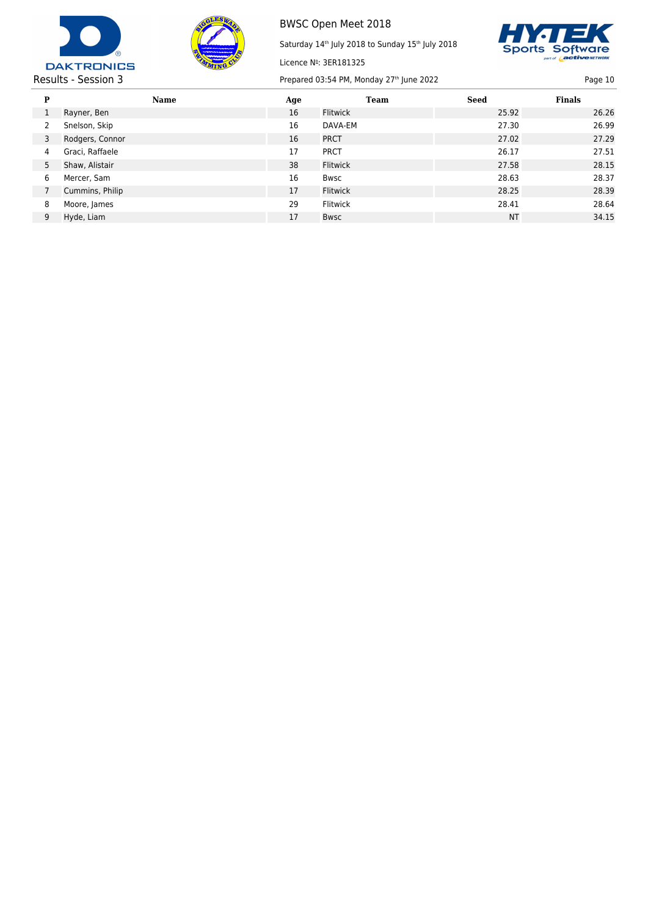| P | Name | Age | Team | Seed | Finals |
|---|---|---|---|---|---|
| 1 | Rayner, Ben | 16 | Flitwick | 25.92 | 26.26 |
| 2 | Snelson, Skip | 16 | DAVA-EM | 27.30 | 26.99 |
| 3 | Rodgers, Connor | 16 | PRCT | 27.02 | 27.29 |
| 4 | Graci, Raffaele | 17 | PRCT | 26.17 | 27.51 |
| 5 | Shaw, Alistair | 38 | Flitwick | 27.58 | 28.15 |
| 6 | Mercer, Sam | 16 | Bwsc | 28.63 | 28.37 |
| 7 | Cummins, Philip | 17 | Flitwick | 28.25 | 28.39 |
| 8 | Moore, James | 29 | Flitwick | 28.41 | 28.64 |
| 9 | Hyde, Liam | 17 | Bwsc | NT | 34.15 |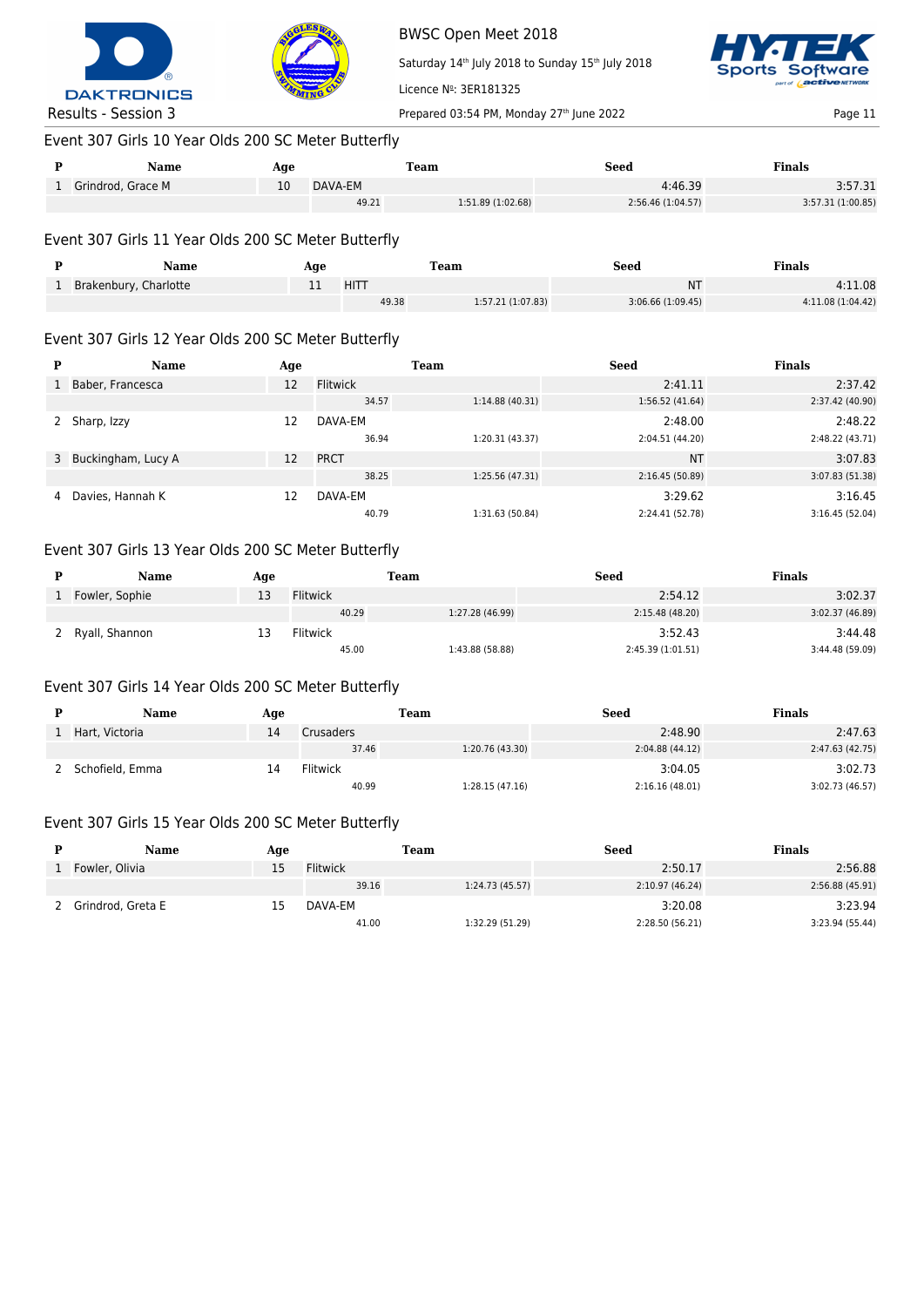BWSC Open Meet 2018

Saturday 14th July 2018 to Sunday 15th July 2018

Licence №: 3ER181325

Results - Session 3

Prepared 03:54 PM, Monday 27th June 2022

## Event 307 Girls 10 Year Olds 200 SC Meter Butterfly

| P | Name | Age | Team | | Seed | Finals |
|---|---|---|---|---|---|---|
| 1 | Grindrod, Grace M | 10 | DAVA-EM | | 4:46.39 | 3:57.31 |
| | | | 49.21 | 1:51.89 (1:02.68) | 2:56.46 (1:04.57) | 3:57.31 (1:00.85) |

## Event 307 Girls 11 Year Olds 200 SC Meter Butterfly

| P | Name | Age | Team | | Seed | Finals |
|---|---|---|---|---|---|---|
| 1 | Brakenbury, Charlotte | 11 | HITT | | NT | 4:11.08 |
| | | | 49.38 | 1:57.21 (1:07.83) | 3:06.66 (1:09.45) | 4:11.08 (1:04.42) |

## Event 307 Girls 12 Year Olds 200 SC Meter Butterfly

| P | Name | Age | Team | | Seed | Finals |
|---|---|---|---|---|---|---|
| 1 | Baber, Francesca | 12 | Flitwick | | 2:41.11 | 2:37.42 |
| | | | 34.57 | 1:14.88 (40.31) | 1:56.52 (41.64) | 2:37.42 (40.90) |
| 2 | Sharp, Izzy | 12 | DAVA-EM | | 2:48.00 | 2:48.22 |
| | | | 36.94 | 1:20.31 (43.37) | 2:04.51 (44.20) | 2:48.22 (43.71) |
| 3 | Buckingham, Lucy A | 12 | PRCT | | NT | 3:07.83 |
| | | | 38.25 | 1:25.56 (47.31) | 2:16.45 (50.89) | 3:07.83 (51.38) |
| 4 | Davies, Hannah K | 12 | DAVA-EM | | 3:29.62 | 3:16.45 |
| | | | 40.79 | 1:31.63 (50.84) | 2:24.41 (52.78) | 3:16.45 (52.04) |

## Event 307 Girls 13 Year Olds 200 SC Meter Butterfly

| P | Name | Age | Team | | Seed | Finals |
|---|---|---|---|---|---|---|
| 1 | Fowler, Sophie | 13 | Flitwick | | 2:54.12 | 3:02.37 |
| | | | 40.29 | 1:27.28 (46.99) | 2:15.48 (48.20) | 3:02.37 (46.89) |
| 2 | Ryall, Shannon | 13 | Flitwick | | 3:52.43 | 3:44.48 |
| | | | 45.00 | 1:43.88 (58.88) | 2:45.39 (1:01.51) | 3:44.48 (59.09) |

## Event 307 Girls 14 Year Olds 200 SC Meter Butterfly

| P | Name | Age | Team | | Seed | Finals |
|---|---|---|---|---|---|---|
| 1 | Hart, Victoria | 14 | Crusaders | | 2:48.90 | 2:47.63 |
| | | | 37.46 | 1:20.76 (43.30) | 2:04.88 (44.12) | 2:47.63 (42.75) |
| 2 | Schofield, Emma | 14 | Flitwick | | 3:04.05 | 3:02.73 |
| | | | 40.99 | 1:28.15 (47.16) | 2:16.16 (48.01) | 3:02.73 (46.57) |

## Event 307 Girls 15 Year Olds 200 SC Meter Butterfly

| P | Name | Age | Team | | Seed | Finals |
|---|---|---|---|---|---|---|
| 1 | Fowler, Olivia | 15 | Flitwick | | 2:50.17 | 2:56.88 |
| | | | 39.16 | 1:24.73 (45.57) | 2:10.97 (46.24) | 2:56.88 (45.91) |
| 2 | Grindrod, Greta E | 15 | DAVA-EM | | 3:20.08 | 3:23.94 |
| | | | 41.00 | 1:32.29 (51.29) | 2:28.50 (56.21) | 3:23.94 (55.44) |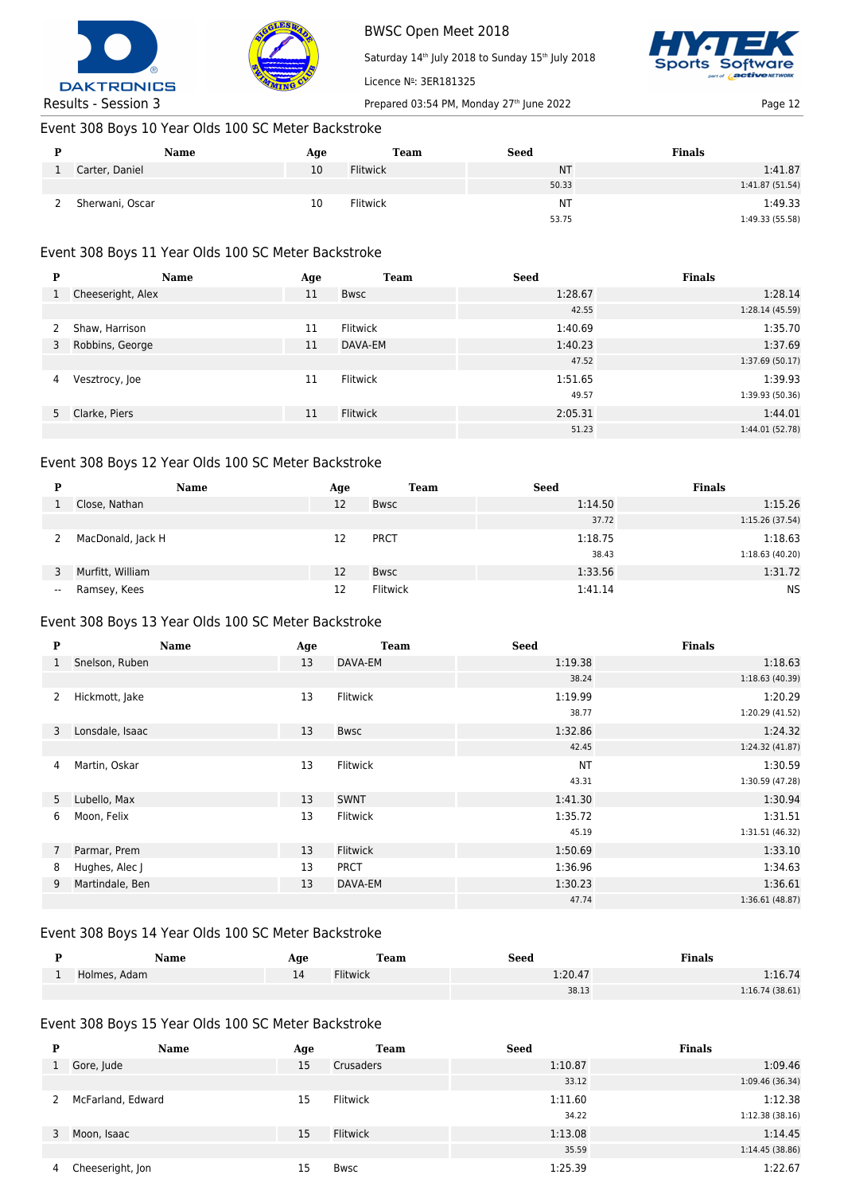BWSC Open Meet 2018

Saturday 14th July 2018 to Sunday 15th July 2018

Licence №: 3ER181325

Results - Session 3

Prepared 03:54 PM, Monday 27th June 2022

## Event 308 Boys 10 Year Olds 100 SC Meter Backstroke

| P | Name | Age | Team | Seed | Finals |
|---|---|---|---|---|---|
| 1 | Carter, Daniel | 10 | Flitwick | NT | 1:41.87 |
| | | | | 50.33 | 1:41.87 (51.54) |
| 2 | Sherwani, Oscar | 10 | Flitwick | NT | 1:49.33 |
| | | | | 53.75 | 1:49.33 (55.58) |

## Event 308 Boys 11 Year Olds 100 SC Meter Backstroke

| P | Name | Age | Team | Seed | Finals |
|---|---|---|---|---|---|
| 1 | Cheeseright, Alex | 11 | Bwsc | 1:28.67 | 1:28.14 |
| | | | | 42.55 | 1:28.14 (45.59) |
| 2 | Shaw, Harrison | 11 | Flitwick | 1:40.69 | 1:35.70 |
| 3 | Robbins, George | 11 | DAVA-EM | 1:40.23 | 1:37.69 |
| | | | | 47.52 | 1:37.69 (50.17) |
| 4 | Vesztrocy, Joe | 11 | Flitwick | 1:51.65 | 1:39.93 |
| | | | | 49.57 | 1:39.93 (50.36) |
| 5 | Clarke, Piers | 11 | Flitwick | 2:05.31 | 1:44.01 |
| | | | | 51.23 | 1:44.01 (52.78) |

## Event 308 Boys 12 Year Olds 100 SC Meter Backstroke

| P | Name | Age | Team | Seed | Finals |
|---|---|---|---|---|---|
| 1 | Close, Nathan | 12 | Bwsc | 1:14.50 | 1:15.26 |
| | | | | 37.72 | 1:15.26 (37.54) |
| 2 | MacDonald, Jack H | 12 | PRCT | 1:18.75 | 1:18.63 |
| | | | | 38.43 | 1:18.63 (40.20) |
| 3 | Murfitt, William | 12 | Bwsc | 1:33.56 | 1:31.72 |
| -- | Ramsey, Kees | 12 | Flitwick | 1:41.14 | NS |

## Event 308 Boys 13 Year Olds 100 SC Meter Backstroke

| P | Name | Age | Team | Seed | Finals |
|---|---|---|---|---|---|
| 1 | Snelson, Ruben | 13 | DAVA-EM | 1:19.38 | 1:18.63 |
| | | | | 38.24 | 1:18.63 (40.39) |
| 2 | Hickmott, Jake | 13 | Flitwick | 1:19.99 | 1:20.29 |
| | | | | 38.77 | 1:20.29 (41.52) |
| 3 | Lonsdale, Isaac | 13 | Bwsc | 1:32.86 | 1:24.32 |
| | | | | 42.45 | 1:24.32 (41.87) |
| 4 | Martin, Oskar | 13 | Flitwick | NT | 1:30.59 |
| | | | | 43.31 | 1:30.59 (47.28) |
| 5 | Lubello, Max | 13 | SWNT | 1:41.30 | 1:30.94 |
| 6 | Moon, Felix | 13 | Flitwick | 1:35.72 | 1:31.51 |
| | | | | 45.19 | 1:31.51 (46.32) |
| 7 | Parmar, Prem | 13 | Flitwick | 1:50.69 | 1:33.10 |
| 8 | Hughes, Alec J | 13 | PRCT | 1:36.96 | 1:34.63 |
| 9 | Martindale, Ben | 13 | DAVA-EM | 1:30.23 | 1:36.61 |
| | | | | 47.74 | 1:36.61 (48.87) |

## Event 308 Boys 14 Year Olds 100 SC Meter Backstroke

| P | Name | Age | Team | Seed | Finals |
|---|---|---|---|---|---|
| 1 | Holmes, Adam | 14 | Flitwick | 1:20.47 | 1:16.74 |
| | | | | 38.13 | 1:16.74 (38.61) |

## Event 308 Boys 15 Year Olds 100 SC Meter Backstroke

| P | Name | Age | Team | Seed | Finals |
|---|---|---|---|---|---|
| 1 | Gore, Jude | 15 | Crusaders | 1:10.87 | 1:09.46 |
| | | | | 33.12 | 1:09.46 (36.34) |
| 2 | McFarland, Edward | 15 | Flitwick | 1:11.60 | 1:12.38 |
| | | | | 34.22 | 1:12.38 (38.16) |
| 3 | Moon, Isaac | 15 | Flitwick | 1:13.08 | 1:14.45 |
| | | | | 35.59 | 1:14.45 (38.86) |
| 4 | Cheeseright, Jon | 15 | Bwsc | 1:25.39 | 1:22.67 |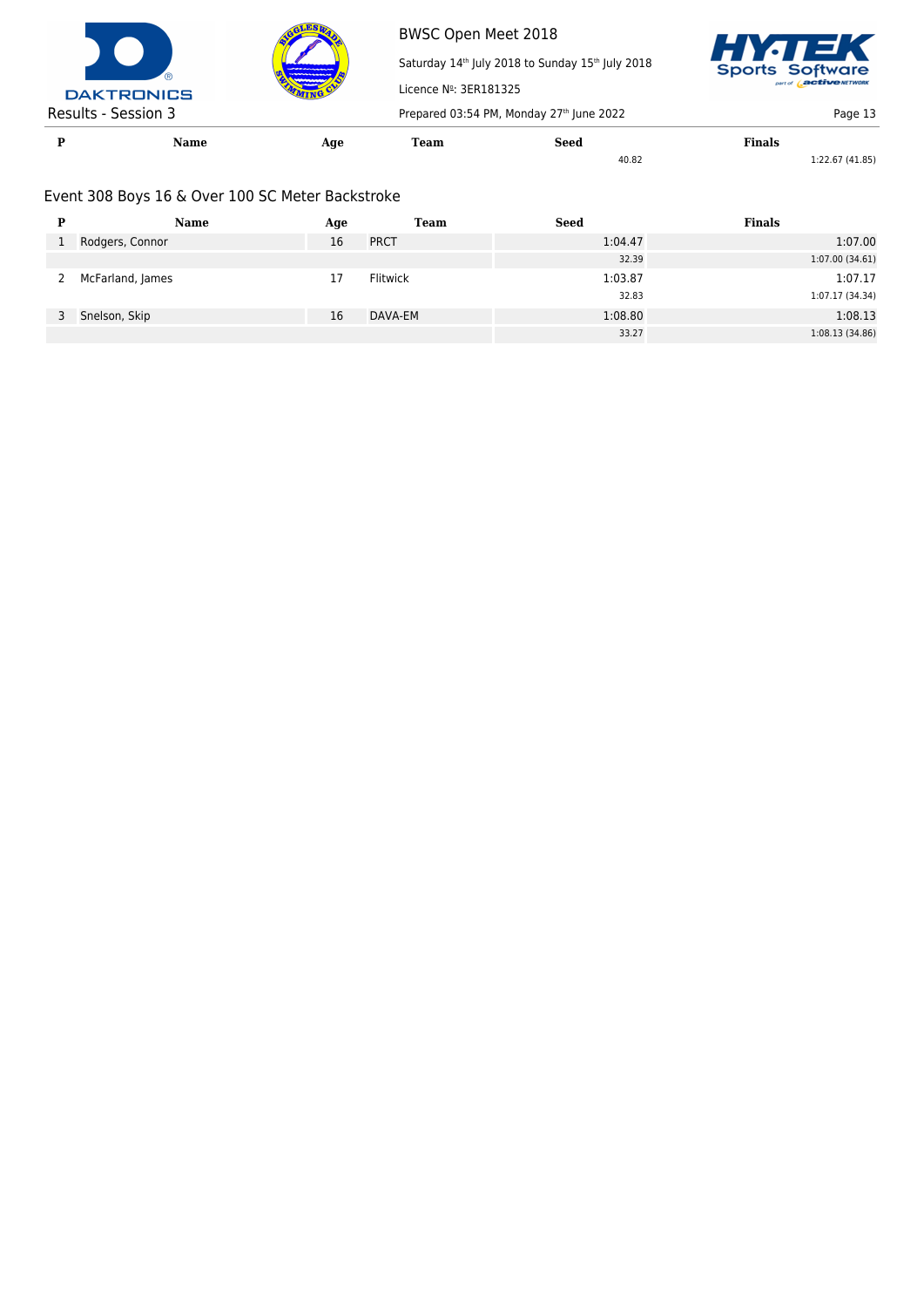| P | Name | Age | Team | Seed | Finals |
|---|---|---|---|---|---|
| | | | | 40.82 | 1:22.67 (41.85) |

## Event 308 Boys 16 & Over 100 SC Meter Backstroke

| P | Name | Age | Team | Seed | Finals |
|---|---|---|---|---|---|
| 1 | Rodgers, Connor | 16 | PRCT | 1:04.47 | 1:07.00 |
| | | | | 32.39 | 1:07.00 (34.61) |
| 2 | McFarland, James | 17 | Flitwick | 1:03.87 | 1:07.17 |
| | | | | 32.83 | 1:07.17 (34.34) |
| 3 | Snelson, Skip | 16 | DAVA-EM | 1:08.80 | 1:08.13 |
| | | | | 33.27 | 1:08.13 (34.86) |